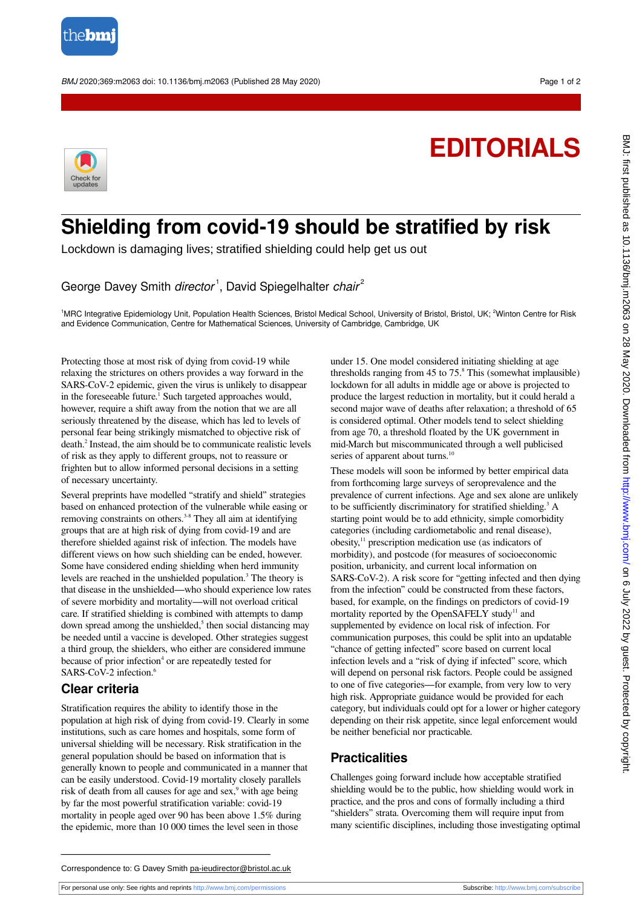EDITORIALS

# Shielding from covid-19 should be stratified by risk

Lockdown is damaging lives; stratified shielding could help get us out

George Davey Smith *director*[1], David Spiegelhalter *chair*[2]

[1]MRC Integrative Epidemiology Unit, Population Health Sciences, Bristol Medical School, University of Bristol, Bristol, UK; [2]Winton Centre for Risk and Evidence Communication, Centre for Mathematical Sciences, University of Cambridge, Cambridge, UK

Protecting those at most risk of dying from covid-19 while relaxing the strictures on others provides a way forward in the SARS-CoV-2 epidemic, given the virus is unlikely to disappear in the foreseeable future.[1] Such targeted approaches would, however, require a shift away from the notion that we are all seriously threatened by the disease, which has led to levels of personal fear being strikingly mismatched to objective risk of death.[2] Instead, the aim should be to communicate realistic levels of risk as they apply to different groups, not to reassure or frighten but to allow informed personal decisions in a setting of necessary uncertainty.

Several preprints have modelled "stratify and shield" strategies based on enhanced protection of the vulnerable while easing or removing constraints on others.[3-8] They all aim at identifying groups that are at high risk of dying from covid-19 and are therefore shielded against risk of infection. The models have different views on how such shielding can be ended, however. Some have considered ending shielding when herd immunity levels are reached in the unshielded population.[3] The theory is that disease in the unshielded—who should experience low rates of severe morbidity and mortality—will not overload critical care. If stratified shielding is combined with attempts to damp down spread among the unshielded,[5] then social distancing may be needed until a vaccine is developed. Other strategies suggest a third group, the shielders, who either are considered immune because of prior infection[4] or are repeatedly tested for SARS-CoV-2 infection.[6]

## Clear criteria

Stratification requires the ability to identify those in the population at high risk of dying from covid-19. Clearly in some institutions, such as care homes and hospitals, some form of universal shielding will be necessary. Risk stratification in the general population should be based on information that is generally known to people and communicated in a manner that can be easily understood. Covid-19 mortality closely parallels risk of death from all causes for age and sex,[9] with age being by far the most powerful stratification variable: covid-19 mortality in people aged over 90 has been above 1.5% during the epidemic, more than 10 000 times the level seen in those under 15. One model considered initiating shielding at age thresholds ranging from 45 to 75.[8] This (somewhat implausible) lockdown for all adults in middle age or above is projected to produce the largest reduction in mortality, but it could herald a second major wave of deaths after relaxation; a threshold of 65 is considered optimal. Other models tend to select shielding from age 70, a threshold floated by the UK government in mid-March but miscommunicated through a well publicised series of apparent about turns.[10]

These models will soon be informed by better empirical data from forthcoming large surveys of seroprevalence and the prevalence of current infections. Age and sex alone are unlikely to be sufficiently discriminatory for stratified shielding.[3] A starting point would be to add ethnicity, simple comorbidity categories (including cardiometabolic and renal disease), obesity,[11] prescription medication use (as indicators of morbidity), and postcode (for measures of socioeconomic position, urbanicity, and current local information on SARS-CoV-2). A risk score for "getting infected and then dying from the infection" could be constructed from these factors, based, for example, on the findings on predictors of covid-19 mortality reported by the OpenSAFELY study[11] and supplemented by evidence on local risk of infection. For communication purposes, this could be split into an updatable "chance of getting infected" score based on current local infection levels and a "risk of dying if infected" score, which will depend on personal risk factors. People could be assigned to one of five categories—for example, from very low to very high risk. Appropriate guidance would be provided for each category, but individuals could opt for a lower or higher category depending on their risk appetite, since legal enforcement would be neither beneficial nor practicable.

## Practicalities

Challenges going forward include how acceptable stratified shielding would be to the public, how shielding would work in practice, and the pros and cons of formally including a third "shielders" strata. Overcoming them will require input from many scientific disciplines, including those investigating optimal

Correspondence to: G Davey Smith pa-ieudirector@bristol.ac.uk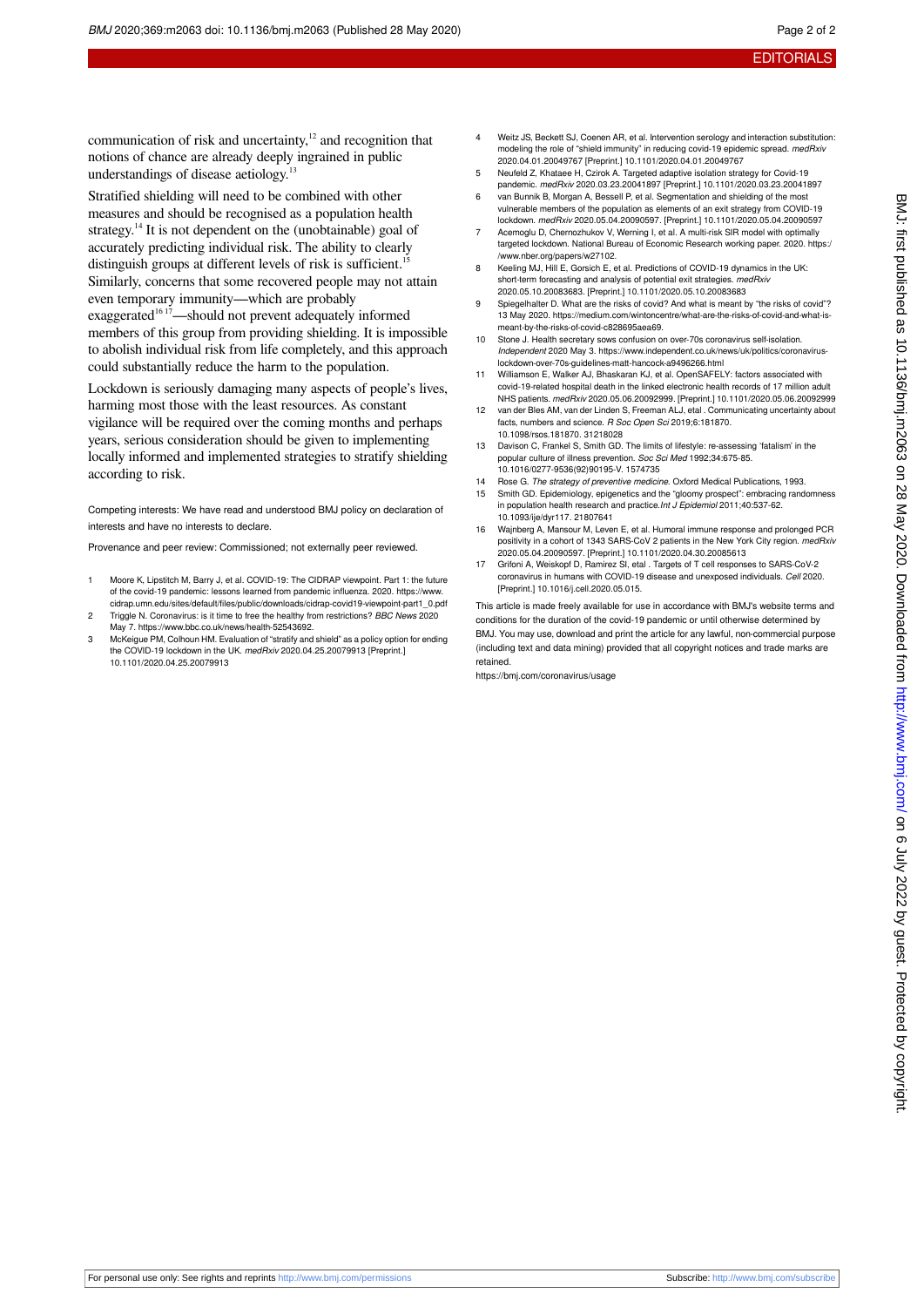communication of risk and uncertainty,[12] and recognition that notions of chance are already deeply ingrained in public understandings of disease aetiology.[13]

Stratified shielding will need to be combined with other measures and should be recognised as a population health strategy.[14] It is not dependent on the (unobtainable) goal of accurately predicting individual risk. The ability to clearly distinguish groups at different levels of risk is sufficient.[15] Similarly, concerns that some recovered people may not attain even temporary immunity—which are probably exaggerated[16 17]—should not prevent adequately informed members of this group from providing shielding. It is impossible to abolish individual risk from life completely, and this approach could substantially reduce the harm to the population.

Lockdown is seriously damaging many aspects of people's lives, harming most those with the least resources. As constant vigilance will be required over the coming months and perhaps years, serious consideration should be given to implementing locally informed and implemented strategies to stratify shielding according to risk.

Competing interests: We have read and understood BMJ policy on declaration of interests and have no interests to declare.

Provenance and peer review: Commissioned; not externally peer reviewed.

1. Moore K, Lipstitch M, Barry J, et al. COVID-19: The CIDRAP viewpoint. Part 1: the future of the covid-19 pandemic: lessons learned from pandemic influenza. 2020. https://www.cidrap.umn.edu/sites/default/files/public/downloads/cidrap-covid19-viewpoint-part1_0.pdf
2. Triggle N. Coronavirus: is it time to free the healthy from restrictions? *BBC News* 2020 May 7. https://www.bbc.co.uk/news/health-52543692.
3. McKeigue PM, Colhoun HM. Evaluation of "stratify and shield" as a policy option for ending the COVID-19 lockdown in the UK. *medRxiv* 2020.04.25.20079913 [Preprint.] 10.1101/2020.04.25.20079913
4. Weitz JS, Beckett SJ, Coenen AR, et al. Intervention serology and interaction substitution: modeling the role of "shield immunity" in reducing covid-19 epidemic spread. *medRxiv* 2020.04.01.20049767 [Preprint.] 10.1101/2020.04.01.20049767
5. Neufeld Z, Khataee H, Czirok A. Targeted adaptive isolation strategy for Covid-19 pandemic. *medRxiv* 2020.03.23.20041897 [Preprint.] 10.1101/2020.03.23.20041897
6. van Bunnik B, Morgan A, Bessell P, et al. Segmentation and shielding of the most vulnerable members of the population as elements of an exit strategy from COVID-19 lockdown. *medRxiv* 2020.05.04.20090597. [Preprint.] 10.1101/2020.05.04.20090597
7. Acemoglu D, Chernozhukov V, Werning I, et al. A multi-risk SIR model with optimally targeted lockdown. National Bureau of Economic Research working paper. 2020. https://www.nber.org/papers/w27102.
8. Keeling MJ, Hill E, Gorsich E, et al. Predictions of COVID-19 dynamics in the UK: short-term forecasting and analysis of potential exit strategies. *medRxiv* 2020.05.10.20083683. [Preprint.] 10.1101/2020.05.10.20083683
9. Spiegelhalter D. What are the risks of covid? And what is meant by "the risks of covid"? 13 May 2020. https://medium.com/wintoncentre/what-are-the-risks-of-covid-and-what-is-meant-by-the-risks-of-covid-c828695aea69.
10. Stone J. Health secretary sows confusion on over-70s coronavirus self-isolation. *Independent* 2020 May 3. https://www.independent.co.uk/news/uk/politics/coronavirus-lockdown-over-70s-guidelines-matt-hancock-a9496266.html
11. Williamson E, Walker AJ, Bhaskaran KJ, et al. OpenSAFELY: factors associated with covid-19-related hospital death in the linked electronic health records of 17 million adult NHS patients. *medRxiv* 2020.05.06.20092999. [Preprint.] 10.1101/2020.05.06.20092999
12. van der Bles AM, van der Linden S, Freeman ALJ, etal . Communicating uncertainty about facts, numbers and science. *R Soc Open Sci* 2019;6:181870. 10.1098/rsos.181870. 31218028
13. Davison C, Frankel S, Smith GD. The limits of lifestyle: re-assessing 'fatalism' in the popular culture of illness prevention. *Soc Sci Med* 1992;34:675-85. 10.1016/0277-9536(92)90195-V. 1574735
14. Rose G. *The strategy of preventive medicine.* Oxford Medical Publications, 1993.
15. Smith GD. Epidemiology, epigenetics and the "gloomy prospect": embracing randomness in population health research and practice.*Int J Epidemiol* 2011;40:537-62. 10.1093/ije/dyr117. 21807641
16. Wajnberg A, Mansour M, Leven E, et al. Humoral immune response and prolonged PCR positivity in a cohort of 1343 SARS-CoV 2 patients in the New York City region. *medRxiv* 2020.05.04.20090597. [Preprint.] 10.1101/2020.04.30.20085613
17. Grifoni A, Weiskopf D, Ramirez SI, etal . Targets of T cell responses to SARS-CoV-2 coronavirus in humans with COVID-19 disease and unexposed individuals. *Cell* 2020. [Preprint.] 10.1016/j.cell.2020.05.015.

This article is made freely available for use in accordance with BMJ's website terms and conditions for the duration of the covid-19 pandemic or until otherwise determined by BMJ. You may use, download and print the article for any lawful, non-commercial purpose (including text and data mining) provided that all copyright notices and trade marks are retained.

https://bmj.com/coronavirus/usage